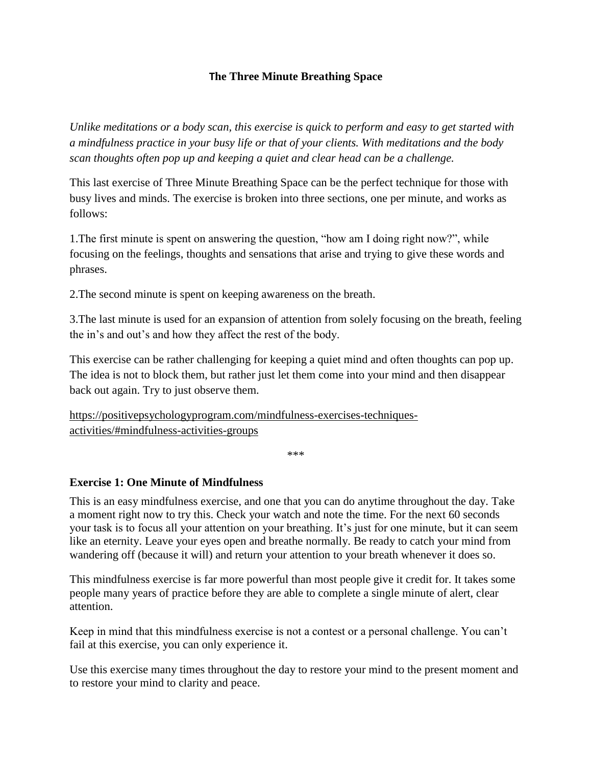## The Three Minute Breathing Space

*Unlike meditations or a body scan, this exercise is quick to perform and easy to get started with a mindfulness practice in your busy life or that of your clients. With meditations and the body scan thoughts often pop up and keeping a quiet and clear head can be a challenge.*

This last exercise of Three Minute Breathing Space can be the perfect technique for those with busy lives and minds. The exercise is broken into three sections, one per minute, and works as follows:

1.The first minute is spent on answering the question, "how am I doing right now?", while focusing on the feelings, thoughts and sensations that arise and trying to give these words and phrases.

2.The second minute is spent on keeping awareness on the breath.

3.The last minute is used for an expansion of attention from solely focusing on the breath, feeling the in's and out's and how they affect the rest of the body.

This exercise can be rather challenging for keeping a quiet mind and often thoughts can pop up. The idea is not to block them, but rather just let them come into your mind and then disappear back out again. Try to just observe them.

https://positivepsychologyprogram.com/mindfulness-exercises-techniques-activities/#mindfulness-activities-groups

***

### Exercise 1: One Minute of Mindfulness

This is an easy mindfulness exercise, and one that you can do anytime throughout the day. Take a moment right now to try this. Check your watch and note the time. For the next 60 seconds your task is to focus all your attention on your breathing. It's just for one minute, but it can seem like an eternity. Leave your eyes open and breathe normally. Be ready to catch your mind from wandering off (because it will) and return your attention to your breath whenever it does so.

This mindfulness exercise is far more powerful than most people give it credit for. It takes some people many years of practice before they are able to complete a single minute of alert, clear attention.

Keep in mind that this mindfulness exercise is not a contest or a personal challenge. You can't fail at this exercise, you can only experience it.

Use this exercise many times throughout the day to restore your mind to the present moment and to restore your mind to clarity and peace.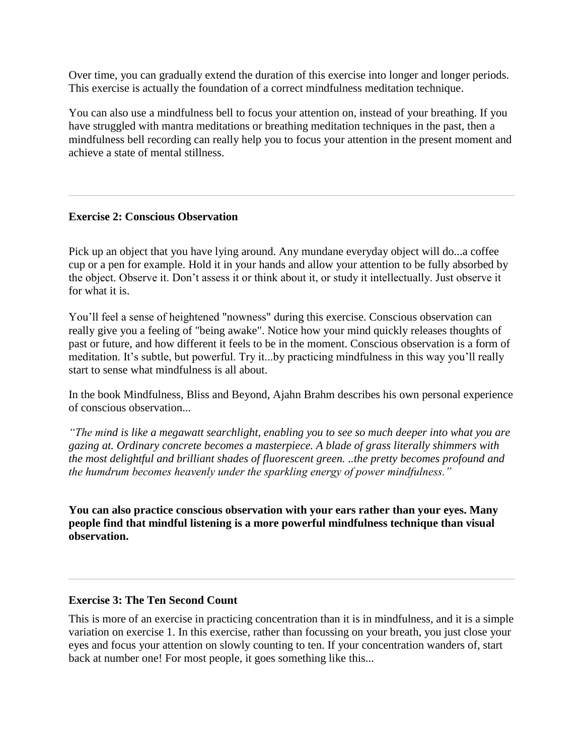Over time, you can gradually extend the duration of this exercise into longer and longer periods. This exercise is actually the foundation of a correct mindfulness meditation technique.

You can also use a mindfulness bell to focus your attention on, instead of your breathing. If you have struggled with mantra meditations or breathing meditation techniques in the past, then a mindfulness bell recording can really help you to focus your attention in the present moment and achieve a state of mental stillness.

---

**Exercise 2: Conscious Observation**

Pick up an object that you have lying around. Any mundane everyday object will do...a coffee cup or a pen for example. Hold it in your hands and allow your attention to be fully absorbed by the object. Observe it. Don’t assess it or think about it, or study it intellectually. Just observe it for what it is.

You’ll feel a sense of heightened "nowness" during this exercise. Conscious observation can really give you a feeling of "being awake". Notice how your mind quickly releases thoughts of past or future, and how different it feels to be in the moment. Conscious observation is a form of meditation. It’s subtle, but powerful. Try it...by practicing mindfulness in this way you’ll really start to sense what mindfulness is all about.

In the book Mindfulness, Bliss and Beyond, Ajahn Brahm describes his own personal experience of conscious observation...

*“The mind is like a megawatt searchlight, enabling you to see so much deeper into what you are gazing at. Ordinary concrete becomes a masterpiece. A blade of grass literally shimmers with the most delightful and brilliant shades of fluorescent green. ..the pretty becomes profound and the humdrum becomes heavenly under the sparkling energy of power mindfulness.”*

**You can also practice conscious observation with your ears rather than your eyes. Many people find that mindful listening is a more powerful mindfulness technique than visual observation.**

---

**Exercise 3: The Ten Second Count**

This is more of an exercise in practicing concentration than it is in mindfulness, and it is a simple variation on exercise 1. In this exercise, rather than focussing on your breath, you just close your eyes and focus your attention on slowly counting to ten. If your concentration wanders of, start back at number one! For most people, it goes something like this...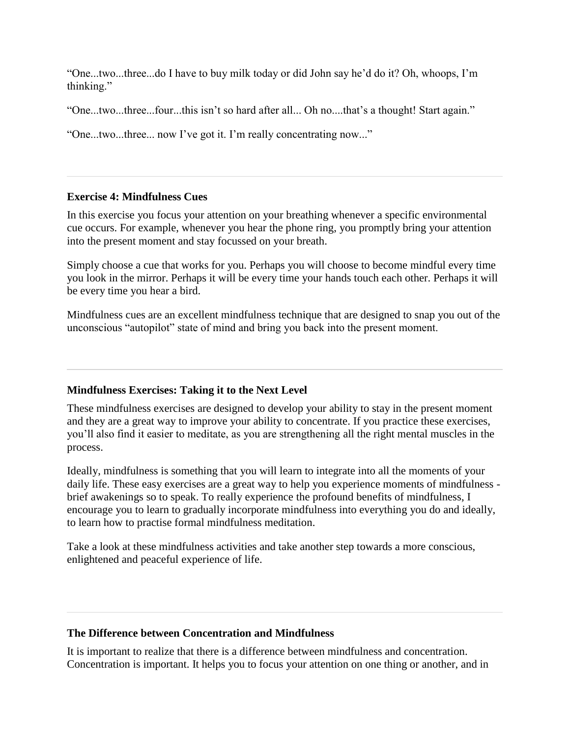"One...two...three...do I have to buy milk today or did John say he'd do it? Oh, whoops, I'm thinking."

"One...two...three...four...this isn't so hard after all... Oh no....that's a thought! Start again."

"One...two...three... now I've got it. I'm really concentrating now..."

---

**Exercise 4: Mindfulness Cues**

In this exercise you focus your attention on your breathing whenever a specific environmental cue occurs. For example, whenever you hear the phone ring, you promptly bring your attention into the present moment and stay focussed on your breath.

Simply choose a cue that works for you. Perhaps you will choose to become mindful every time you look in the mirror. Perhaps it will be every time your hands touch each other. Perhaps it will be every time you hear a bird.

Mindfulness cues are an excellent mindfulness technique that are designed to snap you out of the unconscious "autopilot" state of mind and bring you back into the present moment.

---

**Mindfulness Exercises: Taking it to the Next Level**

These mindfulness exercises are designed to develop your ability to stay in the present moment and they are a great way to improve your ability to concentrate. If you practice these exercises, you'll also find it easier to meditate, as you are strengthening all the right mental muscles in the process.

Ideally, mindfulness is something that you will learn to integrate into all the moments of your daily life. These easy exercises are a great way to help you experience moments of mindfulness - brief awakenings so to speak. To really experience the profound benefits of mindfulness, I encourage you to learn to gradually incorporate mindfulness into everything you do and ideally, to learn how to practise formal mindfulness meditation.

Take a look at these mindfulness activities and take another step towards a more conscious, enlightened and peaceful experience of life.

---

**The Difference between Concentration and Mindfulness**

It is important to realize that there is a difference between mindfulness and concentration. Concentration is important. It helps you to focus your attention on one thing or another, and in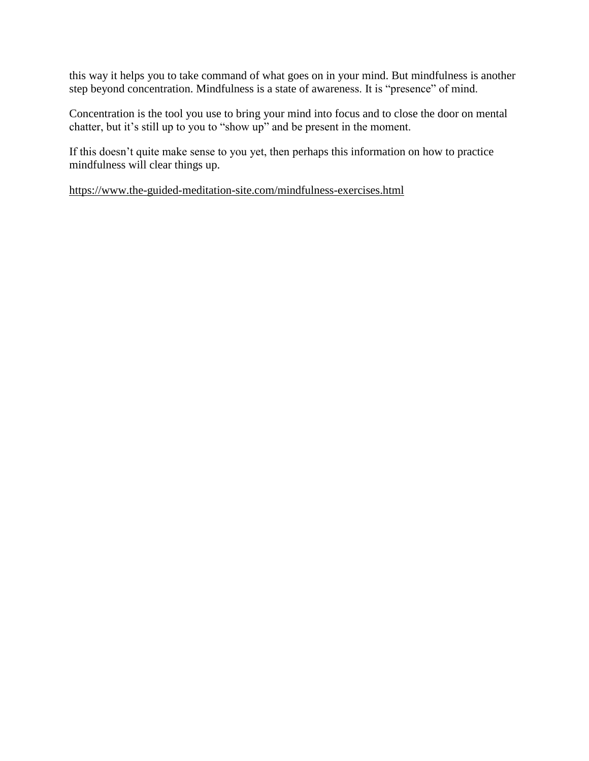this way it helps you to take command of what goes on in your mind. But mindfulness is another step beyond concentration. Mindfulness is a state of awareness. It is "presence" of mind.

Concentration is the tool you use to bring your mind into focus and to close the door on mental chatter, but it's still up to you to "show up" and be present in the moment.

If this doesn't quite make sense to you yet, then perhaps this information on how to practice mindfulness will clear things up.

https://www.the-guided-meditation-site.com/mindfulness-exercises.html